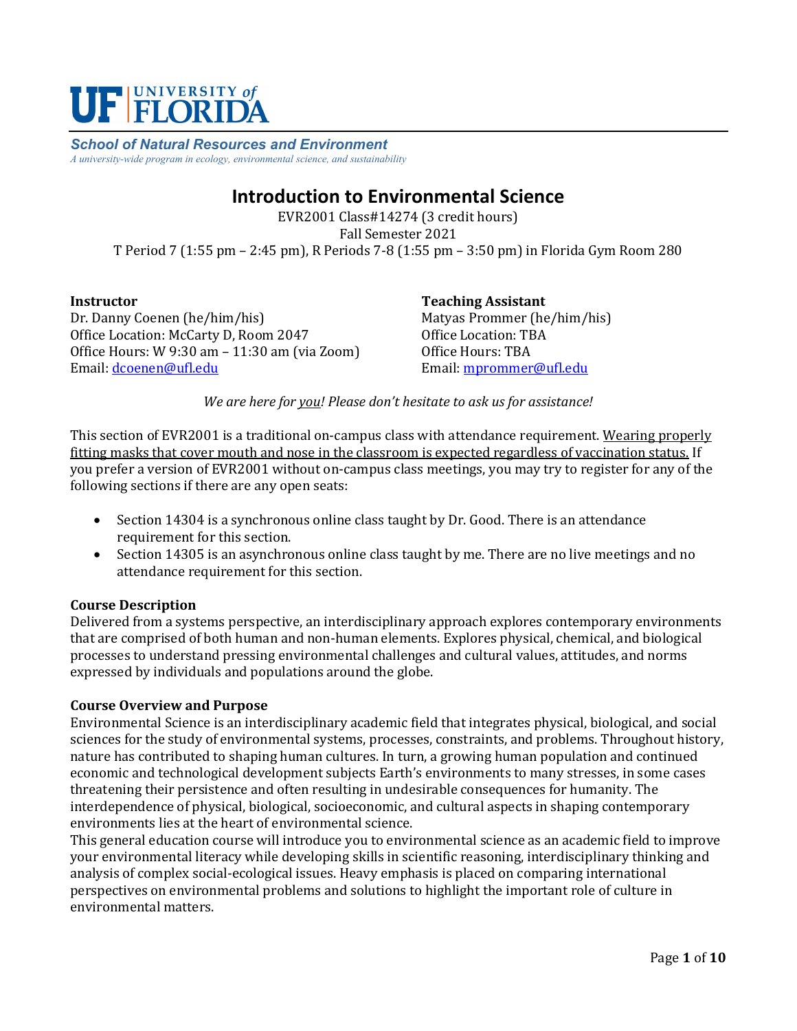UF | UNIVERSITY of FLORIDA

***School of Natural Resources and Environment***
*A university-wide program in ecology, environmental science, and sustainability*

# Introduction to Environmental Science

EVR2001 Class#14274 (3 credit hours)
Fall Semester 2021
T Period 7 (1:55 pm – 2:45 pm), R Periods 7-8 (1:55 pm – 3:50 pm) in Florida Gym Room 280

**Instructor**
Dr. Danny Coenen (he/him/his)
Office Location: McCarty D, Room 2047
Office Hours: W 9:30 am – 11:30 am (via Zoom)
Email: dcoenen@ufl.edu

**Teaching Assistant**
Matyas Prommer (he/him/his)
Office Location: TBA
Office Hours: TBA
Email: mprommer@ufl.edu

*We are here for you! Please don't hesitate to ask us for assistance!*

This section of EVR2001 is a traditional on-campus class with attendance requirement. Wearing properly fitting masks that cover mouth and nose in the classroom is expected regardless of vaccination status. If you prefer a version of EVR2001 without on-campus class meetings, you may try to register for any of the following sections if there are any open seats:

- Section 14304 is a synchronous online class taught by Dr. Good. There is an attendance requirement for this section.
- Section 14305 is an asynchronous online class taught by me. There are no live meetings and no attendance requirement for this section.

**Course Description**
Delivered from a systems perspective, an interdisciplinary approach explores contemporary environments that are comprised of both human and non-human elements. Explores physical, chemical, and biological processes to understand pressing environmental challenges and cultural values, attitudes, and norms expressed by individuals and populations around the globe.

**Course Overview and Purpose**
Environmental Science is an interdisciplinary academic field that integrates physical, biological, and social sciences for the study of environmental systems, processes, constraints, and problems. Throughout history, nature has contributed to shaping human cultures. In turn, a growing human population and continued economic and technological development subjects Earth's environments to many stresses, in some cases threatening their persistence and often resulting in undesirable consequences for humanity. The interdependence of physical, biological, socioeconomic, and cultural aspects in shaping contemporary environments lies at the heart of environmental science.
This general education course will introduce you to environmental science as an academic field to improve your environmental literacy while developing skills in scientific reasoning, interdisciplinary thinking and analysis of complex social-ecological issues. Heavy emphasis is placed on comparing international perspectives on environmental problems and solutions to highlight the important role of culture in environmental matters.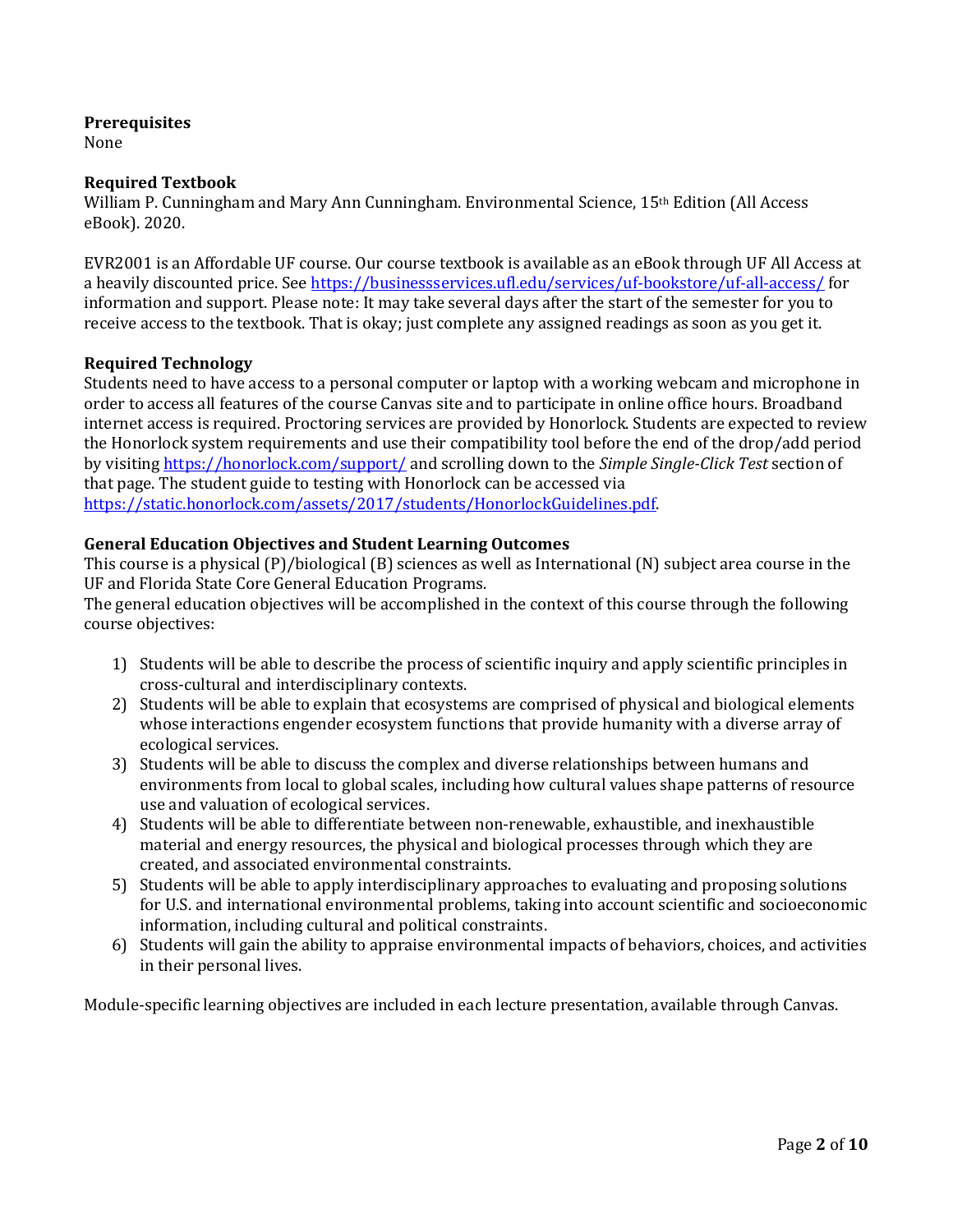**Prerequisites**
None

**Required Textbook**
William P. Cunningham and Mary Ann Cunningham. Environmental Science, 15th Edition (All Access eBook). 2020.

EVR2001 is an Affordable UF course. Our course textbook is available as an eBook through UF All Access at a heavily discounted price. See https://businessservices.ufl.edu/services/uf-bookstore/uf-all-access/ for information and support. Please note: It may take several days after the start of the semester for you to receive access to the textbook. That is okay; just complete any assigned readings as soon as you get it.

**Required Technology**
Students need to have access to a personal computer or laptop with a working webcam and microphone in order to access all features of the course Canvas site and to participate in online office hours. Broadband internet access is required. Proctoring services are provided by Honorlock. Students are expected to review the Honorlock system requirements and use their compatibility tool before the end of the drop/add period by visiting https://honorlock.com/support/ and scrolling down to the *Simple Single-Click Test* section of that page. The student guide to testing with Honorlock can be accessed via https://static.honorlock.com/assets/2017/students/HonorlockGuidelines.pdf.

**General Education Objectives and Student Learning Outcomes**
This course is a physical (P)/biological (B) sciences as well as International (N) subject area course in the UF and Florida State Core General Education Programs.
The general education objectives will be accomplished in the context of this course through the following course objectives:

1) Students will be able to describe the process of scientific inquiry and apply scientific principles in cross-cultural and interdisciplinary contexts.
2) Students will be able to explain that ecosystems are comprised of physical and biological elements whose interactions engender ecosystem functions that provide humanity with a diverse array of ecological services.
3) Students will be able to discuss the complex and diverse relationships between humans and environments from local to global scales, including how cultural values shape patterns of resource use and valuation of ecological services.
4) Students will be able to differentiate between non-renewable, exhaustible, and inexhaustible material and energy resources, the physical and biological processes through which they are created, and associated environmental constraints.
5) Students will be able to apply interdisciplinary approaches to evaluating and proposing solutions for U.S. and international environmental problems, taking into account scientific and socioeconomic information, including cultural and political constraints.
6) Students will gain the ability to appraise environmental impacts of behaviors, choices, and activities in their personal lives.

Module-specific learning objectives are included in each lecture presentation, available through Canvas.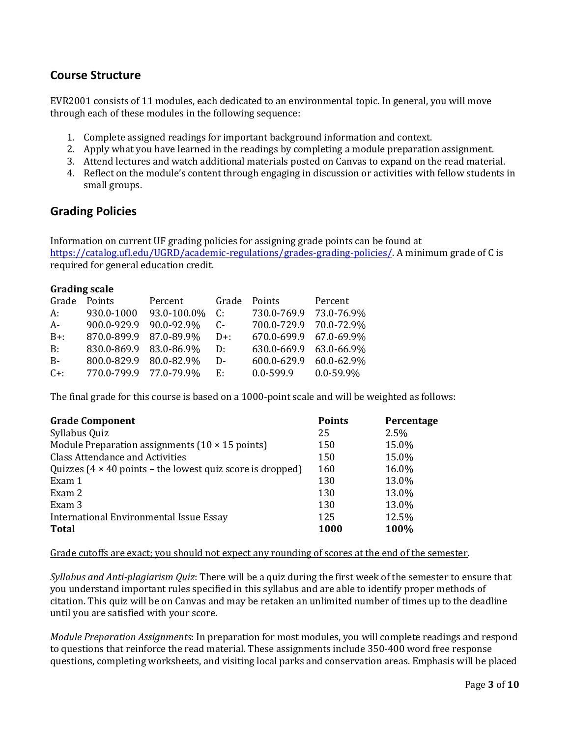## Course Structure

EVR2001 consists of 11 modules, each dedicated to an environmental topic. In general, you will move through each of these modules in the following sequence:

1. Complete assigned readings for important background information and context.
2. Apply what you have learned in the readings by completing a module preparation assignment.
3. Attend lectures and watch additional materials posted on Canvas to expand on the read material.
4. Reflect on the module's content through engaging in discussion or activities with fellow students in small groups.

## Grading Policies

Information on current UF grading policies for assigning grade points can be found at https://catalog.ufl.edu/UGRD/academic-regulations/grades-grading-policies/. A minimum grade of C is required for general education credit.

**Grading scale**

| Grade | Points | Percent | Grade | Points | Percent |
|---|---|---|---|---|---|
| A: | 930.0-1000 | 93.0-100.0% | C: | 730.0-769.9 | 73.0-76.9% |
| A- | 900.0-929.9 | 90.0-92.9% | C- | 700.0-729.9 | 70.0-72.9% |
| B+: | 870.0-899.9 | 87.0-89.9% | D+: | 670.0-699.9 | 67.0-69.9% |
| B: | 830.0-869.9 | 83.0-86.9% | D: | 630.0-669.9 | 63.0-66.9% |
| B- | 800.0-829.9 | 80.0-82.9% | D- | 600.0-629.9 | 60.0-62.9% |
| C+: | 770.0-799.9 | 77.0-79.9% | E: | 0.0-599.9 | 0.0-59.9% |

The final grade for this course is based on a 1000-point scale and will be weighted as follows:

| Grade Component | Points | Percentage |
|---|---|---|
| Syllabus Quiz | 25 | 2.5% |
| Module Preparation assignments (10 × 15 points) | 150 | 15.0% |
| Class Attendance and Activities | 150 | 15.0% |
| Quizzes (4 × 40 points – the lowest quiz score is dropped) | 160 | 16.0% |
| Exam 1 | 130 | 13.0% |
| Exam 2 | 130 | 13.0% |
| Exam 3 | 130 | 13.0% |
| International Environmental Issue Essay | 125 | 12.5% |
| **Total** | **1000** | **100%** |

Grade cutoffs are exact; you should not expect any rounding of scores at the end of the semester.

*Syllabus and Anti-plagiarism Quiz*: There will be a quiz during the first week of the semester to ensure that you understand important rules specified in this syllabus and are able to identify proper methods of citation. This quiz will be on Canvas and may be retaken an unlimited number of times up to the deadline until you are satisfied with your score.

*Module Preparation Assignments*: In preparation for most modules, you will complete readings and respond to questions that reinforce the read material. These assignments include 350-400 word free response questions, completing worksheets, and visiting local parks and conservation areas. Emphasis will be placed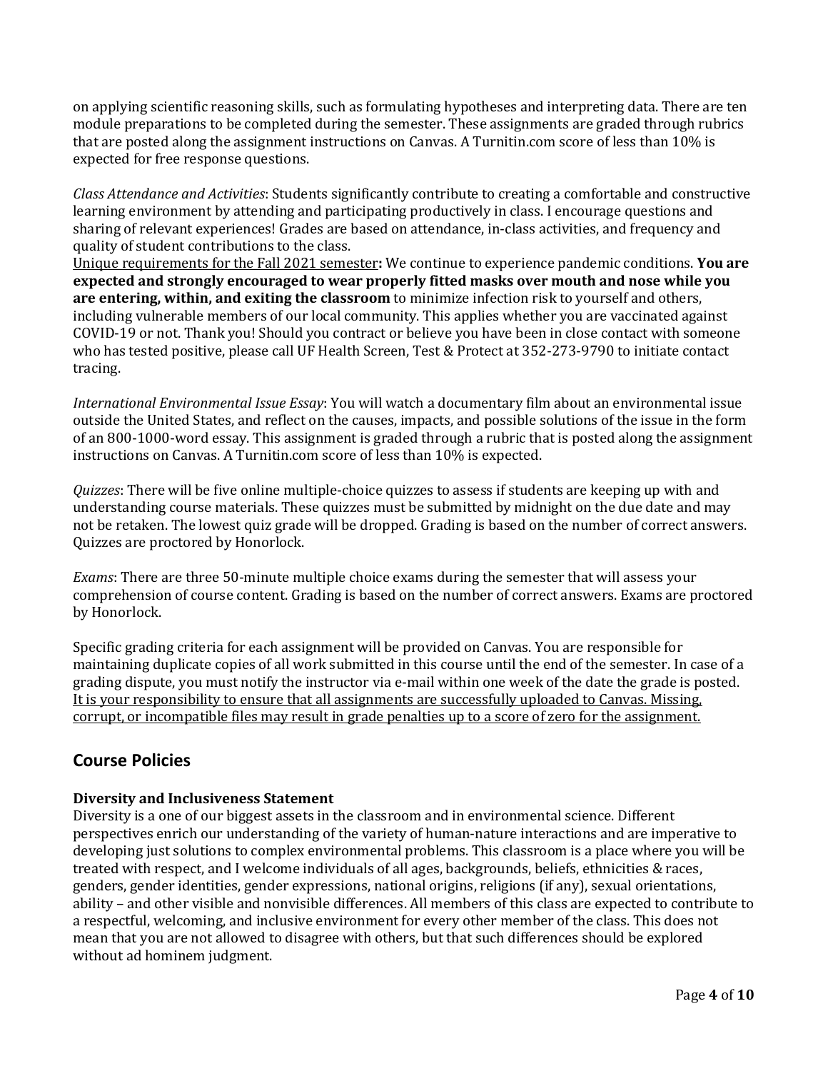on applying scientific reasoning skills, such as formulating hypotheses and interpreting data. There are ten module preparations to be completed during the semester. These assignments are graded through rubrics that are posted along the assignment instructions on Canvas. A Turnitin.com score of less than 10% is expected for free response questions.

*Class Attendance and Activities*: Students significantly contribute to creating a comfortable and constructive learning environment by attending and participating productively in class. I encourage questions and sharing of relevant experiences! Grades are based on attendance, in-class activities, and frequency and quality of student contributions to the class.
<u>Unique requirements for the Fall 2021 semester</u>**:** We continue to experience pandemic conditions. **You are expected and strongly encouraged to wear properly fitted masks over mouth and nose while you are entering, within, and exiting the classroom** to minimize infection risk to yourself and others, including vulnerable members of our local community. This applies whether you are vaccinated against COVID-19 or not. Thank you! Should you contract or believe you have been in close contact with someone who has tested positive, please call UF Health Screen, Test & Protect at 352-273-9790 to initiate contact tracing.

*International Environmental Issue Essay*: You will watch a documentary film about an environmental issue outside the United States, and reflect on the causes, impacts, and possible solutions of the issue in the form of an 800-1000-word essay. This assignment is graded through a rubric that is posted along the assignment instructions on Canvas. A Turnitin.com score of less than 10% is expected.

*Quizzes*: There will be five online multiple-choice quizzes to assess if students are keeping up with and understanding course materials. These quizzes must be submitted by midnight on the due date and may not be retaken. The lowest quiz grade will be dropped. Grading is based on the number of correct answers. Quizzes are proctored by Honorlock.

*Exams*: There are three 50-minute multiple choice exams during the semester that will assess your comprehension of course content. Grading is based on the number of correct answers. Exams are proctored by Honorlock.

Specific grading criteria for each assignment will be provided on Canvas. You are responsible for maintaining duplicate copies of all work submitted in this course until the end of the semester. In case of a grading dispute, you must notify the instructor via e-mail within one week of the date the grade is posted. <u>It is your responsibility to ensure that all assignments are successfully uploaded to Canvas. Missing, corrupt, or incompatible files may result in grade penalties up to a score of zero for the assignment.</u>

## Course Policies

**Diversity and Inclusiveness Statement**

Diversity is a one of our biggest assets in the classroom and in environmental science. Different perspectives enrich our understanding of the variety of human-nature interactions and are imperative to developing just solutions to complex environmental problems. This classroom is a place where you will be treated with respect, and I welcome individuals of all ages, backgrounds, beliefs, ethnicities & races, genders, gender identities, gender expressions, national origins, religions (if any), sexual orientations, ability – and other visible and nonvisible differences. All members of this class are expected to contribute to a respectful, welcoming, and inclusive environment for every other member of the class. This does not mean that you are not allowed to disagree with others, but that such differences should be explored without ad hominem judgment.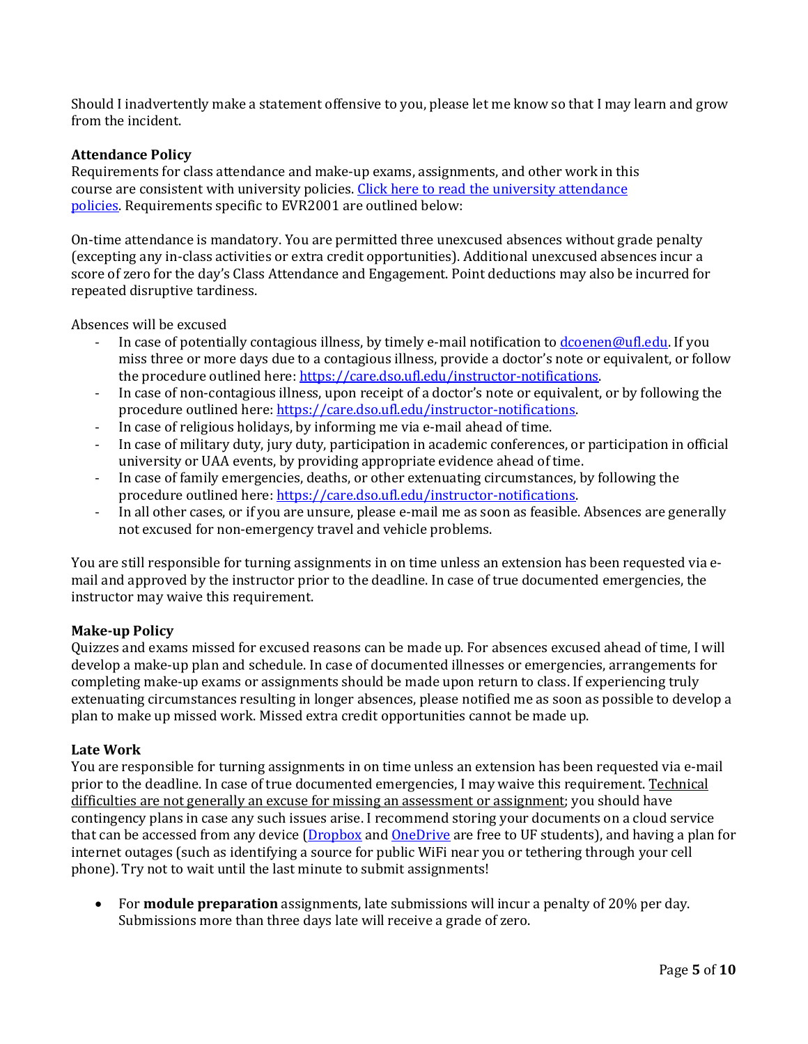Should I inadvertently make a statement offensive to you, please let me know so that I may learn and grow from the incident.

**Attendance Policy**
Requirements for class attendance and make-up exams, assignments, and other work in this course are consistent with university policies. [Click here to read the university attendance policies](). Requirements specific to EVR2001 are outlined below:

On-time attendance is mandatory. You are permitted three unexcused absences without grade penalty (excepting any in-class activities or extra credit opportunities). Additional unexcused absences incur a score of zero for the day's Class Attendance and Engagement. Point deductions may also be incurred for repeated disruptive tardiness.

Absences will be excused

- In case of potentially contagious illness, by timely e-mail notification to dcoenen@ufl.edu. If you miss three or more days due to a contagious illness, provide a doctor's note or equivalent, or follow the procedure outlined here: https://care.dso.ufl.edu/instructor-notifications.
- In case of non-contagious illness, upon receipt of a doctor's note or equivalent, or by following the procedure outlined here: https://care.dso.ufl.edu/instructor-notifications.
- In case of religious holidays, by informing me via e-mail ahead of time.
- In case of military duty, jury duty, participation in academic conferences, or participation in official university or UAA events, by providing appropriate evidence ahead of time.
- In case of family emergencies, deaths, or other extenuating circumstances, by following the procedure outlined here: https://care.dso.ufl.edu/instructor-notifications.
- In all other cases, or if you are unsure, please e-mail me as soon as feasible. Absences are generally not excused for non-emergency travel and vehicle problems.

You are still responsible for turning assignments in on time unless an extension has been requested via e-mail and approved by the instructor prior to the deadline. In case of true documented emergencies, the instructor may waive this requirement.

**Make-up Policy**
Quizzes and exams missed for excused reasons can be made up. For absences excused ahead of time, I will develop a make-up plan and schedule. In case of documented illnesses or emergencies, arrangements for completing make-up exams or assignments should be made upon return to class. If experiencing truly extenuating circumstances resulting in longer absences, please notified me as soon as possible to develop a plan to make up missed work. Missed extra credit opportunities cannot be made up.

**Late Work**
You are responsible for turning assignments in on time unless an extension has been requested via e-mail prior to the deadline. In case of true documented emergencies, I may waive this requirement. Technical difficulties are not generally an excuse for missing an assessment or assignment; you should have contingency plans in case any such issues arise. I recommend storing your documents on a cloud service that can be accessed from any device (Dropbox and OneDrive are free to UF students), and having a plan for internet outages (such as identifying a source for public WiFi near you or tethering through your cell phone). Try not to wait until the last minute to submit assignments!

- For **module preparation** assignments, late submissions will incur a penalty of 20% per day. Submissions more than three days late will receive a grade of zero.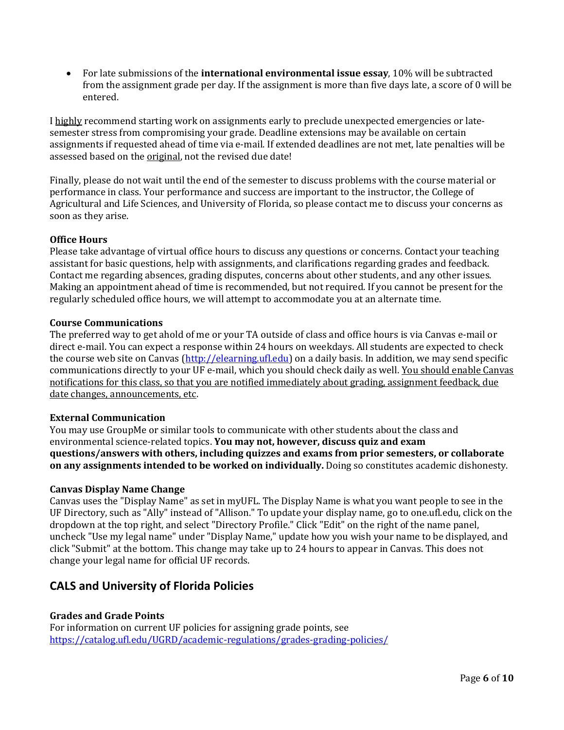- For late submissions of the **international environmental issue essay**, 10% will be subtracted from the assignment grade per day. If the assignment is more than five days late, a score of 0 will be entered.

I highly recommend starting work on assignments early to preclude unexpected emergencies or late-semester stress from compromising your grade. Deadline extensions may be available on certain assignments if requested ahead of time via e-mail. If extended deadlines are not met, late penalties will be assessed based on the original, not the revised due date!

Finally, please do not wait until the end of the semester to discuss problems with the course material or performance in class. Your performance and success are important to the instructor, the College of Agricultural and Life Sciences, and University of Florida, so please contact me to discuss your concerns as soon as they arise.

**Office Hours**

Please take advantage of virtual office hours to discuss any questions or concerns. Contact your teaching assistant for basic questions, help with assignments, and clarifications regarding grades and feedback. Contact me regarding absences, grading disputes, concerns about other students, and any other issues. Making an appointment ahead of time is recommended, but not required. If you cannot be present for the regularly scheduled office hours, we will attempt to accommodate you at an alternate time.

**Course Communications**

The preferred way to get ahold of me or your TA outside of class and office hours is via Canvas e-mail or direct e-mail. You can expect a response within 24 hours on weekdays. All students are expected to check the course web site on Canvas ([http://elearning.ufl.edu](http://elearning.ufl.edu)) on a daily basis. In addition, we may send specific communications directly to your UF e-mail, which you should check daily as well. You should enable Canvas notifications for this class, so that you are notified immediately about grading, assignment feedback, due date changes, announcements, etc.

**External Communication**

You may use GroupMe or similar tools to communicate with other students about the class and environmental science-related topics. **You may not, however, discuss quiz and exam questions/answers with others, including quizzes and exams from prior semesters, or collaborate on any assignments intended to be worked on individually.** Doing so constitutes academic dishonesty.

**Canvas Display Name Change**

Canvas uses the "Display Name" as set in myUFL. The Display Name is what you want people to see in the UF Directory, such as "Ally" instead of "Allison." To update your display name, go to one.ufl.edu, click on the dropdown at the top right, and select "Directory Profile." Click "Edit" on the right of the name panel, uncheck "Use my legal name" under "Display Name," update how you wish your name to be displayed, and click "Submit" at the bottom. This change may take up to 24 hours to appear in Canvas. This does not change your legal name for official UF records.

## CALS and University of Florida Policies

**Grades and Grade Points**

For information on current UF policies for assigning grade points, see [https://catalog.ufl.edu/UGRD/academic-regulations/grades-grading-policies/](https://catalog.ufl.edu/UGRD/academic-regulations/grades-grading-policies/)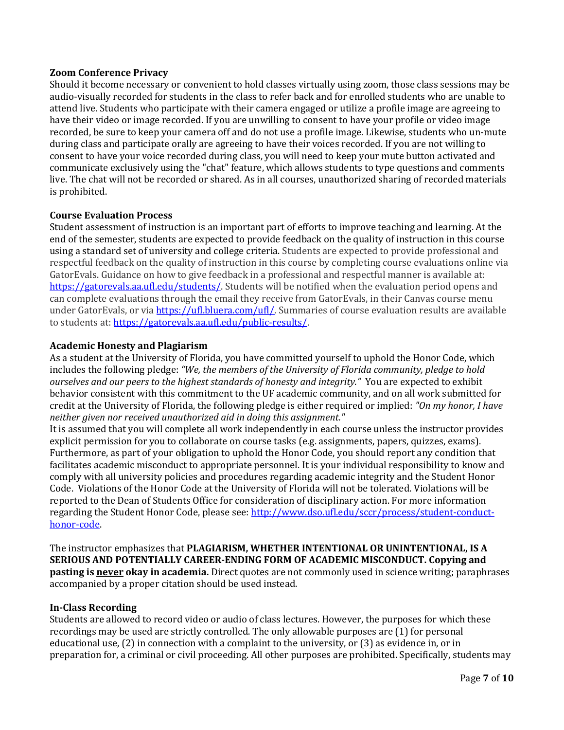**Zoom Conference Privacy**

Should it become necessary or convenient to hold classes virtually using zoom, those class sessions may be audio-visually recorded for students in the class to refer back and for enrolled students who are unable to attend live. Students who participate with their camera engaged or utilize a profile image are agreeing to have their video or image recorded. If you are unwilling to consent to have your profile or video image recorded, be sure to keep your camera off and do not use a profile image. Likewise, students who un-mute during class and participate orally are agreeing to have their voices recorded. If you are not willing to consent to have your voice recorded during class, you will need to keep your mute button activated and communicate exclusively using the "chat" feature, which allows students to type questions and comments live. The chat will not be recorded or shared. As in all courses, unauthorized sharing of recorded materials is prohibited.

**Course Evaluation Process**

Student assessment of instruction is an important part of efforts to improve teaching and learning. At the end of the semester, students are expected to provide feedback on the quality of instruction in this course using a standard set of university and college criteria. Students are expected to provide professional and respectful feedback on the quality of instruction in this course by completing course evaluations online via GatorEvals. Guidance on how to give feedback in a professional and respectful manner is available at: https://gatorevals.aa.ufl.edu/students/. Students will be notified when the evaluation period opens and can complete evaluations through the email they receive from GatorEvals, in their Canvas course menu under GatorEvals, or via https://ufl.bluera.com/ufl/. Summaries of course evaluation results are available to students at: https://gatorevals.aa.ufl.edu/public-results/.

**Academic Honesty and Plagiarism**

As a student at the University of Florida, you have committed yourself to uphold the Honor Code, which includes the following pledge: *"We, the members of the University of Florida community, pledge to hold ourselves and our peers to the highest standards of honesty and integrity."* You are expected to exhibit behavior consistent with this commitment to the UF academic community, and on all work submitted for credit at the University of Florida, the following pledge is either required or implied: *"On my honor, I have neither given nor received unauthorized aid in doing this assignment."*

It is assumed that you will complete all work independently in each course unless the instructor provides explicit permission for you to collaborate on course tasks (e.g. assignments, papers, quizzes, exams). Furthermore, as part of your obligation to uphold the Honor Code, you should report any condition that facilitates academic misconduct to appropriate personnel. It is your individual responsibility to know and comply with all university policies and procedures regarding academic integrity and the Student Honor Code. Violations of the Honor Code at the University of Florida will not be tolerated. Violations will be reported to the Dean of Students Office for consideration of disciplinary action. For more information regarding the Student Honor Code, please see: http://www.dso.ufl.edu/sccr/process/student-conduct-honor-code.

The instructor emphasizes that **PLAGIARISM, WHETHER INTENTIONAL OR UNINTENTIONAL, IS A SERIOUS AND POTENTIALLY CAREER-ENDING FORM OF ACADEMIC MISCONDUCT. Copying and pasting is <u>never</u> okay in academia.** Direct quotes are not commonly used in science writing; paraphrases accompanied by a proper citation should be used instead.

**In-Class Recording**

Students are allowed to record video or audio of class lectures. However, the purposes for which these recordings may be used are strictly controlled. The only allowable purposes are (1) for personal educational use, (2) in connection with a complaint to the university, or (3) as evidence in, or in preparation for, a criminal or civil proceeding. All other purposes are prohibited. Specifically, students may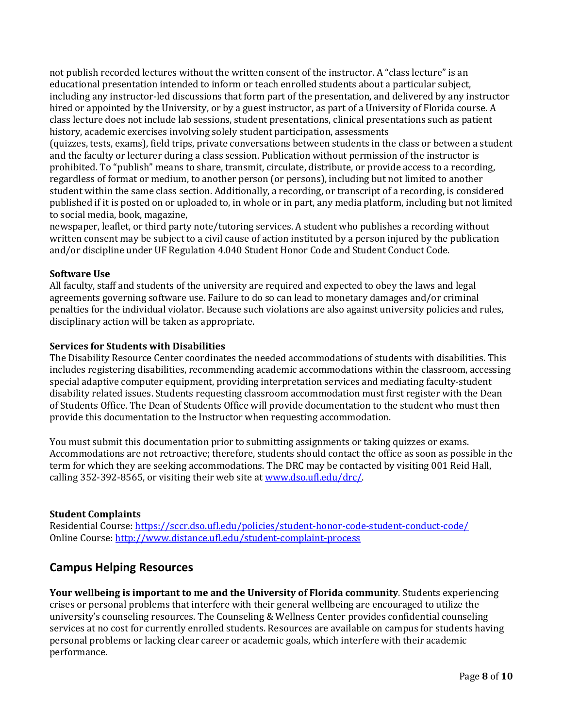not publish recorded lectures without the written consent of the instructor. A "class lecture" is an educational presentation intended to inform or teach enrolled students about a particular subject, including any instructor-led discussions that form part of the presentation, and delivered by any instructor hired or appointed by the University, or by a guest instructor, as part of a University of Florida course. A class lecture does not include lab sessions, student presentations, clinical presentations such as patient history, academic exercises involving solely student participation, assessments (quizzes, tests, exams), field trips, private conversations between students in the class or between a student and the faculty or lecturer during a class session. Publication without permission of the instructor is prohibited. To "publish" means to share, transmit, circulate, distribute, or provide access to a recording, regardless of format or medium, to another person (or persons), including but not limited to another student within the same class section. Additionally, a recording, or transcript of a recording, is considered published if it is posted on or uploaded to, in whole or in part, any media platform, including but not limited to social media, book, magazine, newspaper, leaflet, or third party note/tutoring services. A student who publishes a recording without written consent may be subject to a civil cause of action instituted by a person injured by the publication and/or discipline under UF Regulation 4.040 Student Honor Code and Student Conduct Code.

**Software Use**
All faculty, staff and students of the university are required and expected to obey the laws and legal agreements governing software use. Failure to do so can lead to monetary damages and/or criminal penalties for the individual violator. Because such violations are also against university policies and rules, disciplinary action will be taken as appropriate.

**Services for Students with Disabilities**
The Disability Resource Center coordinates the needed accommodations of students with disabilities. This includes registering disabilities, recommending academic accommodations within the classroom, accessing special adaptive computer equipment, providing interpretation services and mediating faculty-student disability related issues. Students requesting classroom accommodation must first register with the Dean of Students Office. The Dean of Students Office will provide documentation to the student who must then provide this documentation to the Instructor when requesting accommodation.

You must submit this documentation prior to submitting assignments or taking quizzes or exams. Accommodations are not retroactive; therefore, students should contact the office as soon as possible in the term for which they are seeking accommodations. The DRC may be contacted by visiting 001 Reid Hall, calling 352-392-8565, or visiting their web site at [www.dso.ufl.edu/drc/](www.dso.ufl.edu/drc/).

**Student Complaints**
Residential Course: [https://sccr.dso.ufl.edu/policies/student-honor-code-student-conduct-code/](https://sccr.dso.ufl.edu/policies/student-honor-code-student-conduct-code/)
Online Course: [http://www.distance.ufl.edu/student-complaint-process](http://www.distance.ufl.edu/student-complaint-process)

## Campus Helping Resources

**Your wellbeing is important to me and the University of Florida community**. Students experiencing crises or personal problems that interfere with their general wellbeing are encouraged to utilize the university's counseling resources. The Counseling & Wellness Center provides confidential counseling services at no cost for currently enrolled students. Resources are available on campus for students having personal problems or lacking clear career or academic goals, which interfere with their academic performance.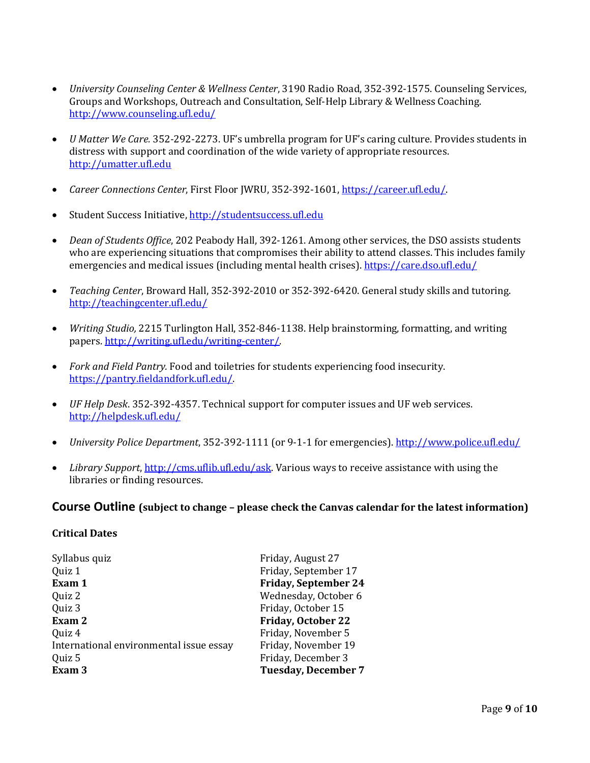- *University Counseling Center & Wellness Center*, 3190 Radio Road, 352-392-1575. Counseling Services, Groups and Workshops, Outreach and Consultation, Self-Help Library & Wellness Coaching. http://www.counseling.ufl.edu/

- *U Matter We Care.* 352-292-2273. UF's umbrella program for UF's caring culture. Provides students in distress with support and coordination of the wide variety of appropriate resources. http://umatter.ufl.edu

- *Career Connections Center*, First Floor JWRU, 352-392-1601, https://career.ufl.edu/.

- Student Success Initiative, http://studentsuccess.ufl.edu

- *Dean of Students Office*, 202 Peabody Hall, 392-1261. Among other services, the DSO assists students who are experiencing situations that compromises their ability to attend classes. This includes family emergencies and medical issues (including mental health crises). https://care.dso.ufl.edu/

- *Teaching Center*, Broward Hall, 352-392-2010 or 352-392-6420. General study skills and tutoring. http://teachingcenter.ufl.edu/

- *Writing Studio,* 2215 Turlington Hall, 352-846-1138. Help brainstorming, formatting, and writing papers. http://writing.ufl.edu/writing-center/.

- *Fork and Field Pantry.* Food and toiletries for students experiencing food insecurity. https://pantry.fieldandfork.ufl.edu/.

- *UF Help Desk*. 352-392-4357. Technical support for computer issues and UF web services. http://helpdesk.ufl.edu/

- *University Police Department*, 352-392-1111 (or 9-1-1 for emergencies). http://www.police.ufl.edu/

- *Library Support*, http://cms.uflib.ufl.edu/ask. Various ways to receive assistance with using the libraries or finding resources.

## Course Outline (subject to change – please check the Canvas calendar for the latest information)

### Critical Dates

| | |
|---|---|
| Syllabus quiz | Friday, August 27 |
| Quiz 1 | Friday, September 17 |
| **Exam 1** | **Friday, September 24** |
| Quiz 2 | Wednesday, October 6 |
| Quiz 3 | Friday, October 15 |
| **Exam 2** | **Friday, October 22** |
| Quiz 4 | Friday, November 5 |
| International environmental issue essay | Friday, November 19 |
| Quiz 5 | Friday, December 3 |
| **Exam 3** | **Tuesday, December 7** |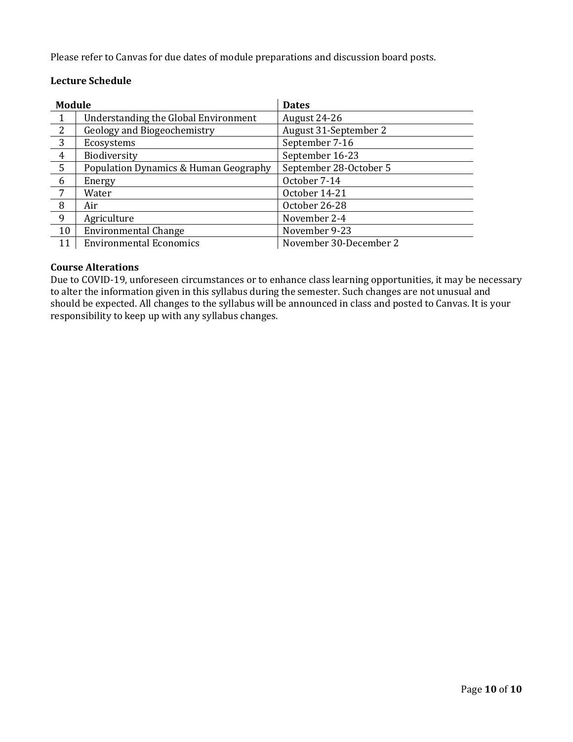Please refer to Canvas for due dates of module preparations and discussion board posts.

**Lecture Schedule**

| Module | | Dates |
|---|---|---|
| 1 | Understanding the Global Environment | August 24-26 |
| 2 | Geology and Biogeochemistry | August 31-September 2 |
| 3 | Ecosystems | September 7-16 |
| 4 | Biodiversity | September 16-23 |
| 5 | Population Dynamics & Human Geography | September 28-October 5 |
| 6 | Energy | October 7-14 |
| 7 | Water | October 14-21 |
| 8 | Air | October 26-28 |
| 9 | Agriculture | November 2-4 |
| 10 | Environmental Change | November 9-23 |
| 11 | Environmental Economics | November 30-December 2 |

**Course Alterations**

Due to COVID-19, unforeseen circumstances or to enhance class learning opportunities, it may be necessary to alter the information given in this syllabus during the semester. Such changes are not unusual and should be expected. All changes to the syllabus will be announced in class and posted to Canvas. It is your responsibility to keep up with any syllabus changes.